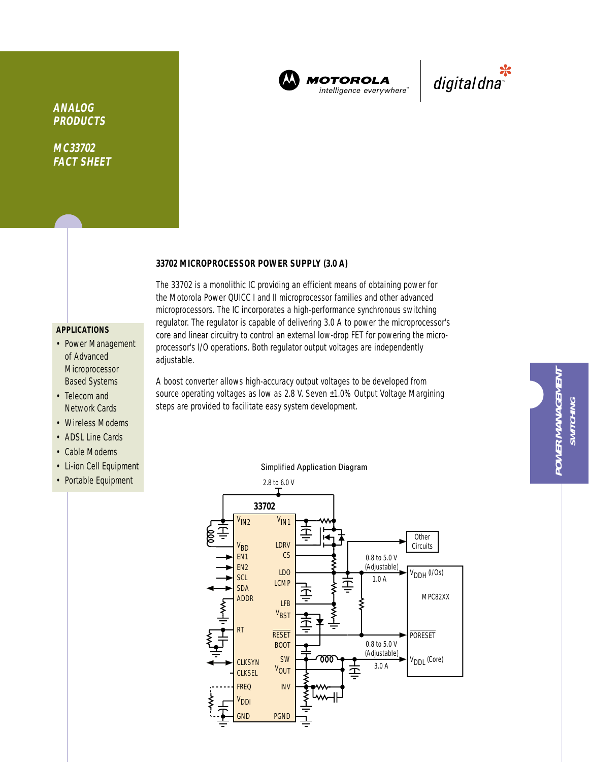# ANALOG PRODUCTS

## MC33702 FACT SHEET

MOTOROLA intelligence everywhere™ | digital dna™

### 33702 MICROPROCESSOR POWER SUPPLY (3.0 A)

The 33702 is a monolithic IC providing an efficient means of obtaining power for the Motorola Power QUICC I and II microprocessor families and other advanced microprocessors. The IC incorporates a high-performance synchronous switching regulator. The regulator is capable of delivering 3.0 A to power the microprocessor's core and linear circuitry to control an external low-drop FET for powering the microprocessor's I/O operations. Both regulator output voltages are independently adjustable.

A boost converter allows high-accuracy output voltages to be developed from source operating voltages as low as 2.8 V. Seven ±1.0% Output Voltage Margining steps are provided to facilitate easy system development.

### APPLICATIONS

- Power Management of Advanced Microprocessor Based Systems
- Telecom and Network Cards
- Wireless Modems
- ADSL Line Cards
- Cable Modems
- Li-ion Cell Equipment
- Portable Equipment

POWER MANAGEMENT SWITCHING

Simplified Application Diagram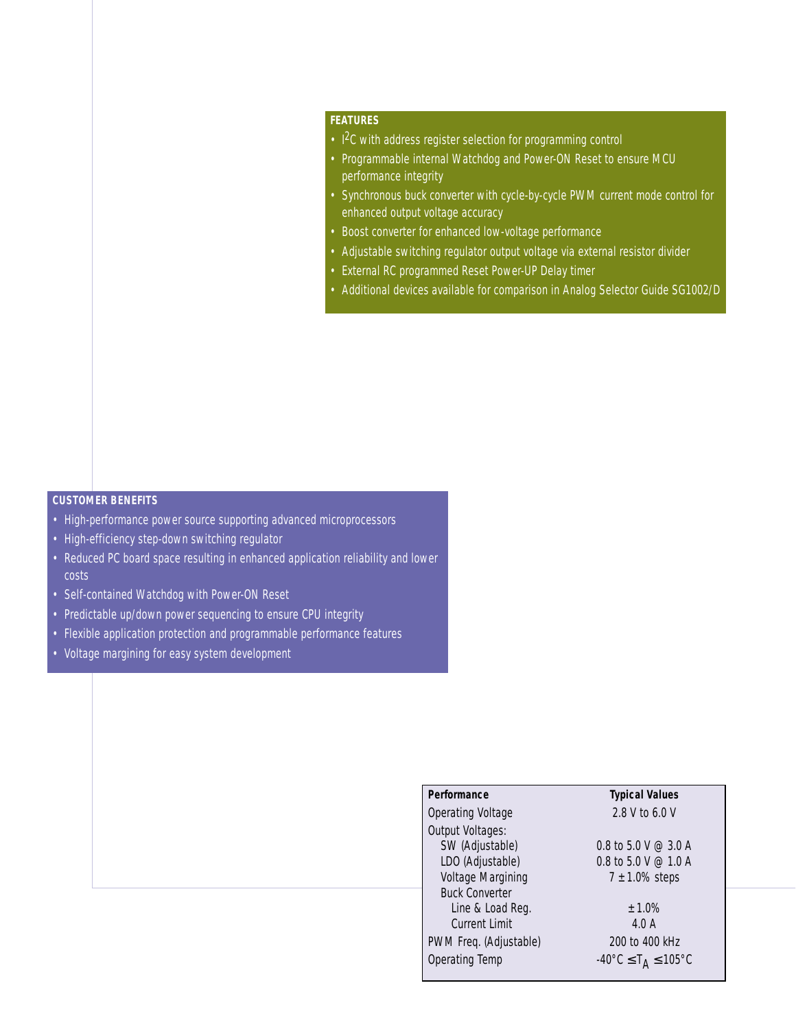## FEATURES

- $I^2C$ with address register selection for programming control
- Programmable internal Watchdog and Power-ON Reset to ensure MCU performance integrity
- Synchronous buck converter with cycle-by-cycle PWM current mode control for enhanced output voltage accuracy
- Boost converter for enhanced low-voltage performance
- Adjustable switching regulator output voltage via external resistor divider
- External RC programmed Reset Power-UP Delay timer
- Additional devices available for comparison in Analog Selector Guide SG1002/D

## CUSTOMER BENEFITS

- High-performance power source supporting advanced microprocessors
- High-efficiency step-down switching regulator
- Reduced PC board space resulting in enhanced application reliability and lower costs
- Self-contained Watchdog with Power-ON Reset
- Predictable up/down power sequencing to ensure CPU integrity
- Flexible application protection and programmable performance features
- Voltage margining for easy system development

| Performance | Typical Values |
|---|---|
| Operating Voltage | 2.8 V to 6.0 V |
| Output Voltages: | |
| SW (Adjustable) | 0.8 to 5.0 V @ 3.0 A |
| LDO (Adjustable) | 0.8 to 5.0 V @ 1.0 A |
| Voltage Margining | 7 ± 1.0% steps |
| Buck Converter | |
| Line & Load Reg. | ± 1.0% |
| Current Limit | 4.0 A |
| PWM Freq. (Adjustable) | 200 to 400 kHz |
| Operating Temp | -40°C ≤ $T_A$ ≤ 105°C |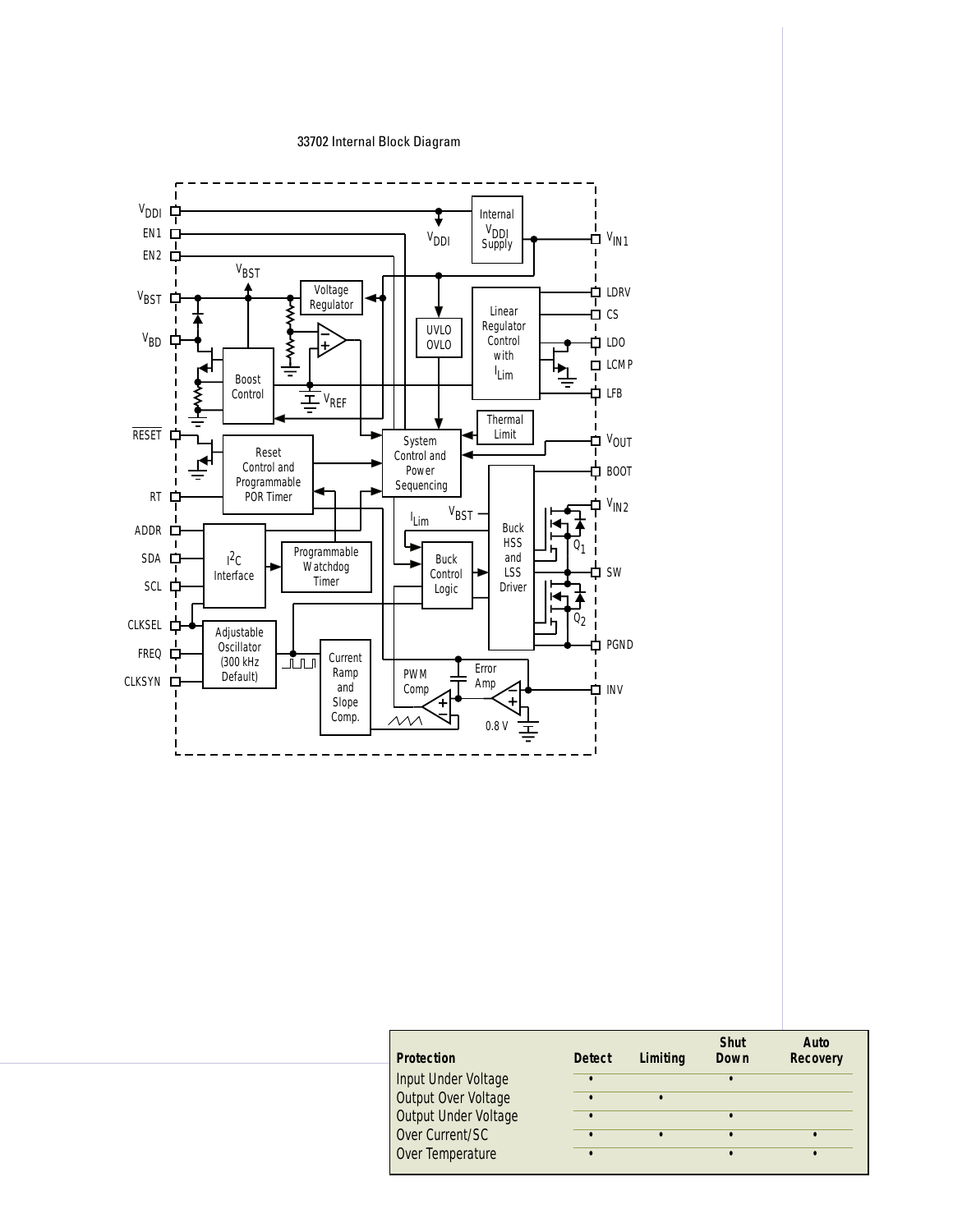33702 Internal Block Diagram

| Protection | Detect | Limiting | Shut Down | Auto Recovery |
|---|---|---|---|---|
| Input Under Voltage | • | | • | |
| Output Over Voltage | • | • | | |
| Output Under Voltage | • | | • | |
| Over Current/SC | • | • | • | • |
| Over Temperature | • | | • | • |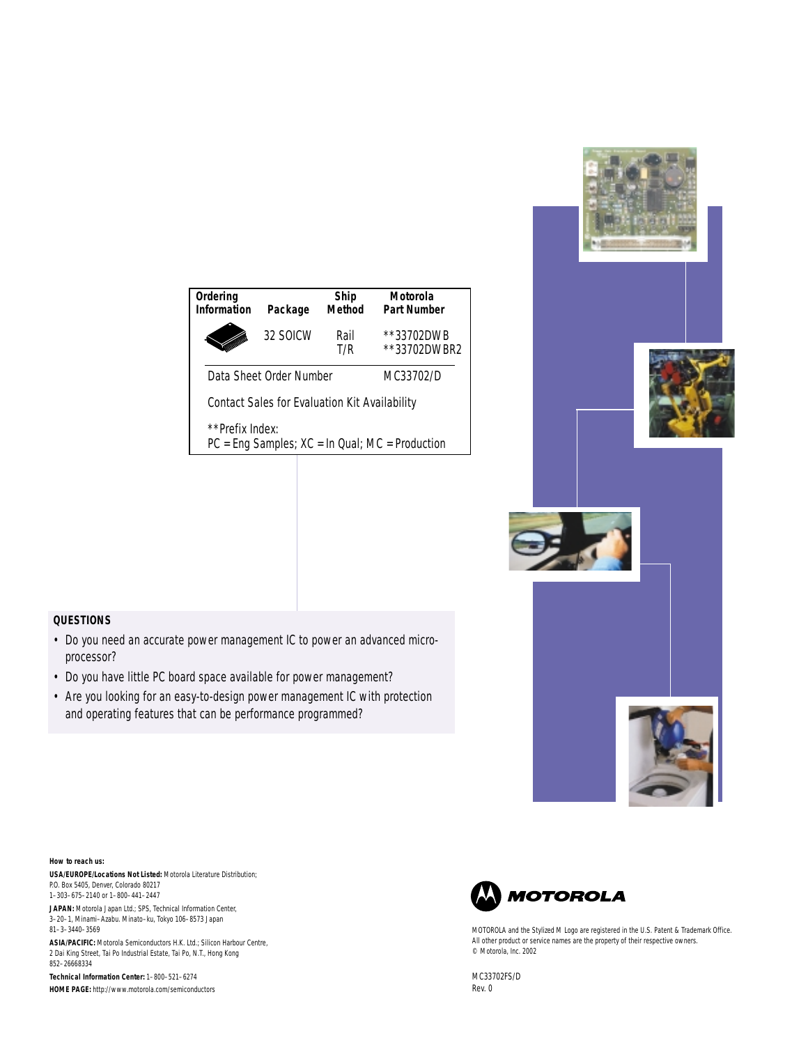| Ordering Information | Package | Ship Method | Motorola Part Number |
|---|---|---|---|
| | 32 SOICW | Rail<br>T/R | **33702DWB<br>**33702DWBR2 |
| Data Sheet Order Number | | | MC33702/D |
| Contact Sales for Evaluation Kit Availability | | | |
| **Prefix Index:<br>PC = Eng Samples; XC = In Qual; MC = Production | | | |

**QUESTIONS**

- Do you need an accurate power management IC to power an advanced micro-processor?
- Do you have little PC board space available for power management?
- Are you looking for an easy-to-design power management IC with protection and operating features that can be performance programmed?

**How to reach us:**

**USA/EUROPE/Locations Not Listed:** Motorola Literature Distribution; P.O. Box 5405, Denver, Colorado 80217
1–303–675–2140 or 1–800–441–2447

**JAPAN:** Motorola Japan Ltd.; SPS, Technical Information Center, 3–20–1, Minami–Azabu. Minato–ku, Tokyo 106–8573 Japan
81–3–3440–3569

**ASIA/PACIFIC:** Motorola Semiconductors H.K. Ltd.; Silicon Harbour Centre, 2 Dai King Street, Tai Po Industrial Estate, Tai Po, N.T., Hong Kong
852–26668334

**Technical Information Center:** 1–800–521–6274

**HOME PAGE:** http://www.motorola.com/semiconductors

MOTOROLA

MOTOROLA and the Stylized M Logo are registered in the U.S. Patent & Trademark Office. All other product or service names are the property of their respective owners.
© Motorola, Inc. 2002

MC33702FS/D
Rev. 0